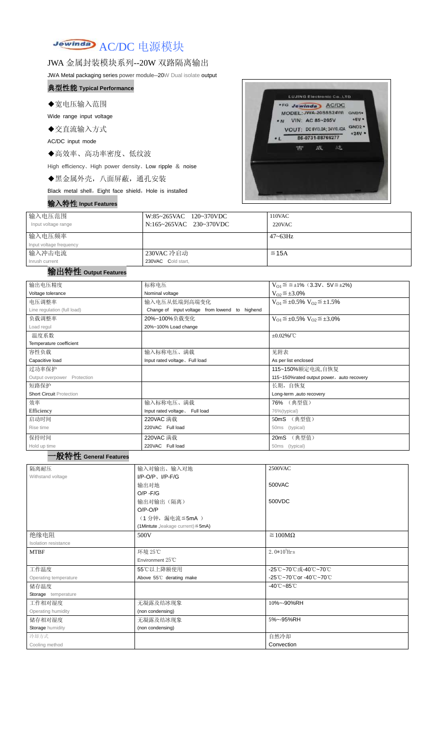# Jewinda AC/DC 电源模块

## JWA 金属封装模块系列--20W 双路隔离输出

JWA Metal packaging series power module--20W Dual isolate output

### 典型性能 Typical Performance

◆宽电压输入范围

Wide range input voltage

◆交直流输入方式

AC/DC input mode

◆高效率、高功率密度、低纹波

High efficiency、High power density、Low ripple ＆ noise

◆黑金属外壳，八面屏蔽，通孔安装

Black metal shell，Eight face shield，Hole is installed

### 输入特性 Input Features

| 输入电压范围 Input voltage range | W:85~265VAC 120~370VDC N:165~265VAC 230~370VDC | 110VAC 220VAC |
|---|---|---|
| 输入电压频率 Input voltage frequency | | 47~63Hz |
| 输入冲击电流 Inrush current | 230VAC 冷启动 230VAC Cold start, | ≦15A |

### 输出特性 Output Features

| 输出电压精度 Voltage tolerance | 标称电压 Nominal voltage | $V_{O1}$≦≦±1%（3.3V、5V≦±2%) $V_{O2}$≦±3.0% |
|---|---|---|
| 电压调整率 Line regulation (full load) | 输入电压从低端到高端变化 Change of input voltage from lowend to highend | $V_{O1}$≦±0.5% $V_{O2}$≦±1.5% |
| 负载调整率 Load regul | 20%~100%负载变化 20%~100% Load change | $V_{O1}$≦±0.5% $V_{O2}$≦±3.0% |
| 温度系数 Temperature coefficient | | ±0.02%/℃ |
| 容性负载 Capacitive load | 输入标称电压、满载 Input rated voltage、Full load | 见附表 As per list enclosed |
| 过功率保护 Output overpower Protection | | 115~150%额定电流,自恢复 115~150%rated output power，auto recovery |
| 短路保护 Short Circuit Protection | | 长期，自恢复 Long-term ,auto recovery |
| 效率 Efficiency | 输入标称电压、满载 Input rated voltage、Full load | 76% （典型值） 76%(typical) |
| 启动时间 Rise time | 220VAC 满载 220VAC Full load | 50mS （典型值） 50ms (typical) |
| 保持时间 Hold up time | 220VAC 满载 220VAC Full load | 20mS （典型值） 50ms (typical) |

### 一般特性 General Features

| 隔离耐压 Withstand voltage | 输入对输出、输入对地 I/P-O/P、I/P-F/G | 2500VAC |
|---|---|---|
| | 输出对地 O/P -F/G | 500VAC |
| | 输出对输出（隔离） O/P-O/P （1 分钟，漏电流≦5mA ） (1Mintute ,leakage current)≦5mA) | 500VDC |
| 绝缘电阻 Isolation resistance | 500V | ≧100MΩ |
| MTBF | 环境 25℃ Environment 25℃ | $2.0*10^5$Hrs |
| 工作温度 Operating temperature | 55℃以上降额使用 Above 55℃ derating make | -25℃~70℃或-40℃~70℃ -25℃~70℃or -40℃~70℃ |
| 储存温度 Storage temperature | | -40℃~85℃ |
| 工作相对湿度 Operating humidity | 无凝露及结冰现象 (non condensing) | 10%~-90%RH |
| 储存相对湿度 Storage humidity | 无凝露及结冰现象 (non condensing) | 5%~-95%RH |
| 冷却方式 Cooling method | | 自然冷却 Convection |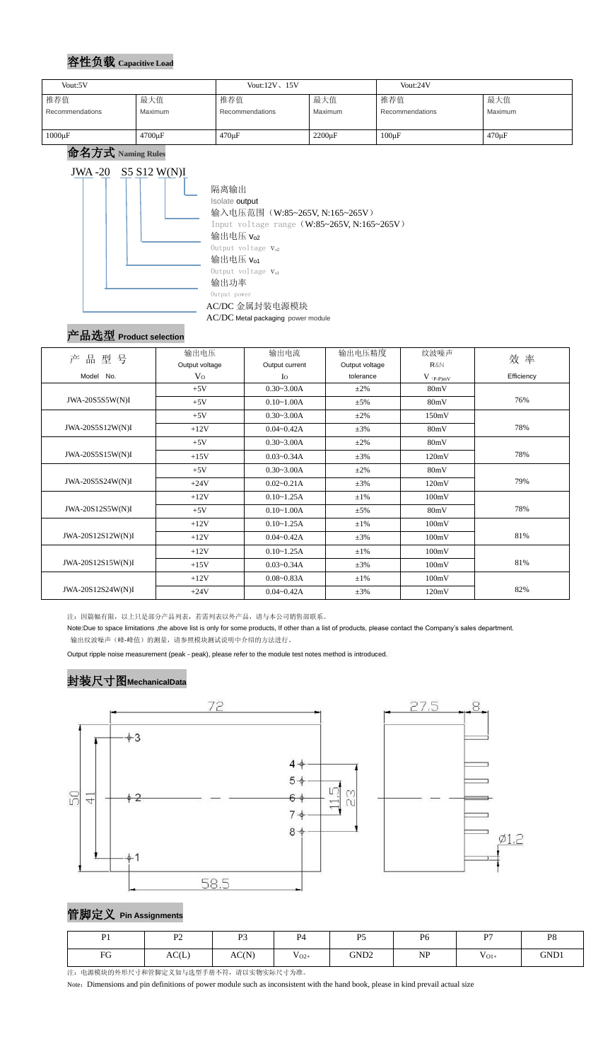## 容性负载 Capacitive Load

| Vout:5V | | Vout:12V、15V | | Vout:24V | |
|---|---|---|---|---|---|
| 推荐值 Recommendations | 最大值 Maximum | 推荐值 Recommendations | 最大值 Maximum | 推荐值 Recommendations | 最大值 Maximum |
| 1000μF | 4700μF | 470μF | 2200μF | 100μF | 470μF |

## 命名方式 Naming Rules

JWA -20 S5 S12 W(N)I

- 隔离输出 Isolate output
- 输入电压范围（W:85~265V, N:165~265V） Input voltage range（W:85~265V, N:165~265V）
- 输出电压 $V_{O2}$ Output voltage $V_{o2}$
- 输出电压 $V_{O1}$ Output voltage $V_{o1}$
- 输出功率 Output power
- AC/DC 金属封装电源模块 AC/DC Metal packaging power module

## 产品选型 Product selection

| 产 品 型 号 Model No. | 输出电压 Output voltage $V_O$ | 输出电流 Output current $I_O$ | 输出电压精度 Output voltage tolerance | 纹波噪声 R&N $V_{(P-P)mV}$ | 效 率 Efficiency |
|---|---|---|---|---|---|
| JWA-20S5S5W(N)I | +5V | 0.30~3.00A | ±2% | 80mV | 76% |
| | +5V | 0.10~1.00A | ±5% | 80mV | |
| JWA-20S5S12W(N)I | +5V | 0.30~3.00A | ±2% | 150mV | 78% |
| | +12V | 0.04~0.42A | ±3% | 80mV | |
| JWA-20S5S15W(N)I | +5V | 0.30~3.00A | ±2% | 80mV | 78% |
| | +15V | 0.03~0.34A | ±3% | 120mV | |
| JWA-20S5S24W(N)I | +5V | 0.30~3.00A | ±2% | 80mV | 79% |
| | +24V | 0.02~0.21A | ±3% | 120mV | |
| JWA-20S12S5W(N)I | +12V | 0.10~1.25A | ±1% | 100mV | 78% |
| | +5V | 0.10~1.00A | ±5% | 80mV | |
| JWA-20S12S12W(N)I | +12V | 0.10~1.25A | ±1% | 100mV | 81% |
| | +12V | 0.04~0.42A | ±3% | 100mV | |
| JWA-20S12S15W(N)I | +12V | 0.10~1.25A | ±1% | 100mV | 81% |
| | +15V | 0.03~0.34A | ±3% | 100mV | |
| JWA-20S12S24W(N)I | +12V | 0.08~0.83A | ±1% | 100mV | 82% |
| | +24V | 0.04~0.42A | ±3% | 120mV | |

注：因篇幅有限，以上只是部分产品列表，若需列表以外产品，请与本公司销售部联系。

Note:Due to space limitations ,the above list is only for some products, If other than a list of products, please contact the Company's sales department.

输出纹波噪声（峰-峰值）的测量，请参照模块测试说明中介绍的方法进行。

Output ripple noise measurement (peak - peak), please refer to the module test notes method is introduced.

## 封装尺寸图MechanicalData

72 | 58.5 | 50 | 41 | 11.5 | 23 | 27.5 | 8 | Ø1.2

## 管脚定义 Pin Assignments

| P1 | P2 | P3 | P4 | P5 | P6 | P7 | P8 |
|---|---|---|---|---|---|---|---|
| FG | AC(L) | AC(N) | $V_{O2+}$ | GND2 | NP | $V_{O1+}$ | GND1 |

注：电源模块的外形尺寸和管脚定义如与选型手册不符，请以实物实际尺寸为准。

Note：Dimensions and pin definitions of power module such as inconsistent with the hand book, please in kind prevail actual size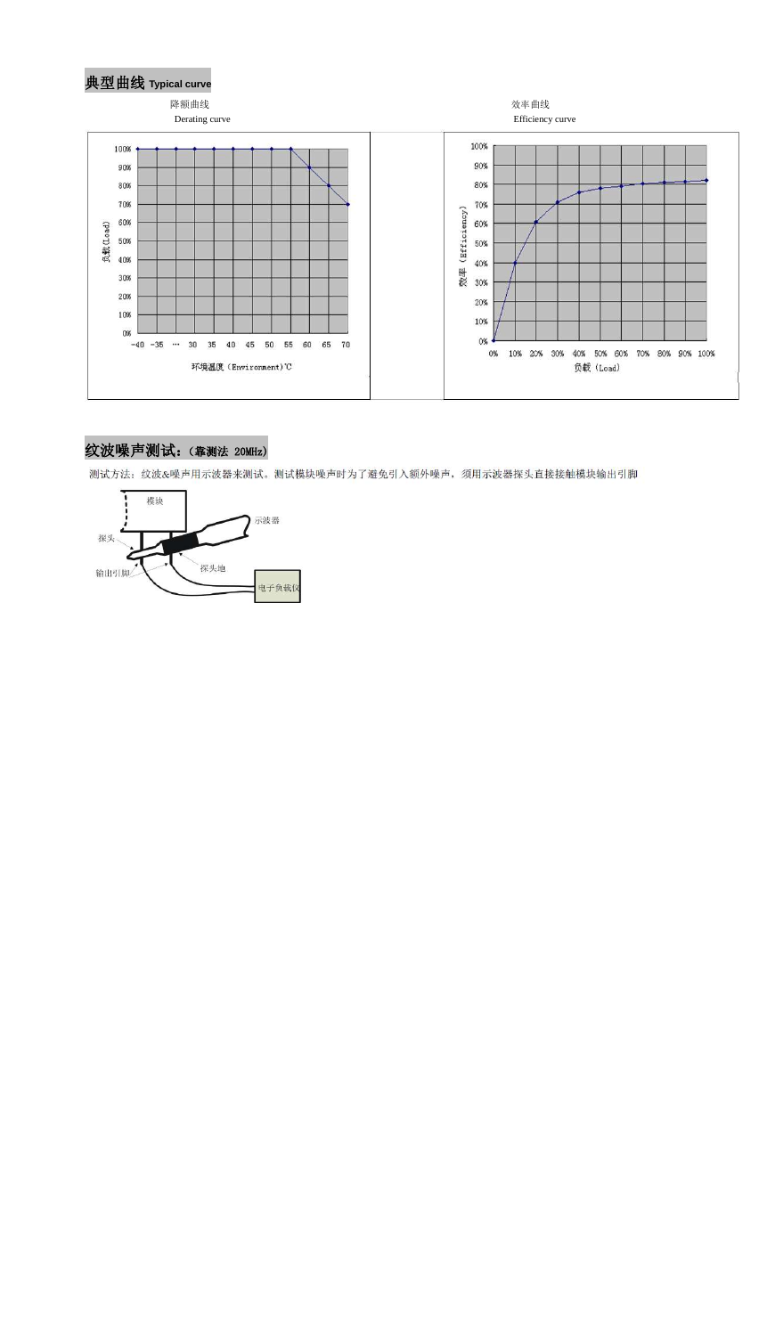## 典型曲线 Typical curve

降额曲线

Derating curve

100%
90%
80%
70%
60%
50%
40%
30%
20%
10%
0%

负载(Load)

-40 -35 … 30 35 40 45 50 55 60 65 70

环境温度（Environment)℃

效率曲线

Efficiency curve

100%
90%
80%
70%
60%
50%
40%
30%
20%
10%
0%

效率（Efficiency)

0% 10% 20% 30% 40% 50% 60% 70% 80% 90% 100%

负载（Load)

## 纹波噪声测试：（靠测法 20MHz）

测试方法：纹波&噪声用示波器来测试。测试模块噪声时为了避免引入额外噪声，须用示波器探头直接接触模块输出引脚

模块

示波器

探头

探头地

输出引脚

电子负载仪